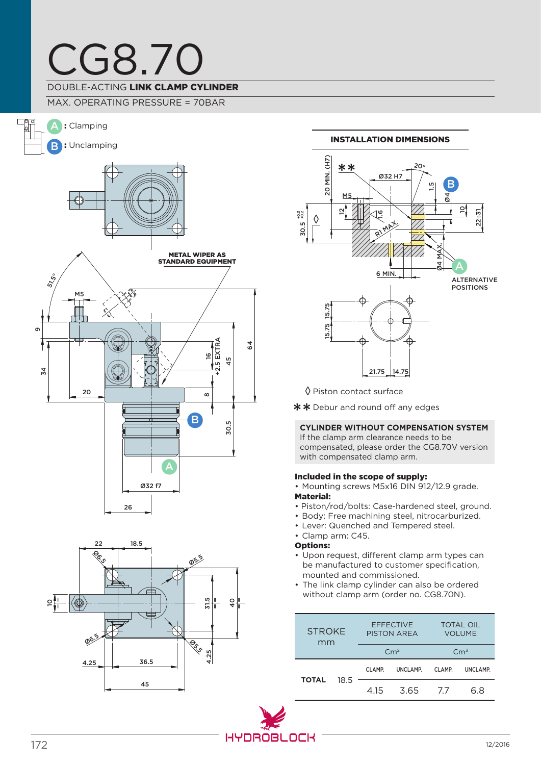# CG8.70

DOUBLE-ACTING **LINK CLAMP CYLINDER**

MAX. OPERATING PRESSURE = 70BAR

**A** : Clamping

**B** : Unclamping

METAL WIPER AS STANDARD EQUIPMENT

**INSTALLATION DIMENSIONS**

ALTERNATIVE POSITIONS

◊ Piston contact surface

✱✱ Debur and round off any edges

**CYLINDER WITHOUT COMPENSATION SYSTEM**
If the clamp arm clearance needs to be compensated, please order the CG8.70V version with compensated clamp arm.

**Included in the scope of supply:**
- Mounting screws M5x16 DIN 912/12.9 grade.

**Material:**
- Piston/rod/bolts: Case-hardened steel, ground.
- Body: Free machining steel, nitrocarburized.
- Lever: Quenched and Tempered steel.
- Clamp arm: C45.

**Options:**
- Upon request, different clamp arm types can be manufactured to customer specification, mounted and commissioned.
- The link clamp cylinder can also be ordered without clamp arm (order no. CG8.70N).

| | STROKE mm | EFFECTIVE PISTON AREA Cm² | | TOTAL OIL VOLUME Cm³ | |
|---|---|---|---|---|---|
| | | CLAMP. | UNCLAMP. | CLAMP. | UNCLAMP. |
| **TOTAL** | 18.5 | 4.15 | 3.65 | 7.7 | 6.8 |

12/2016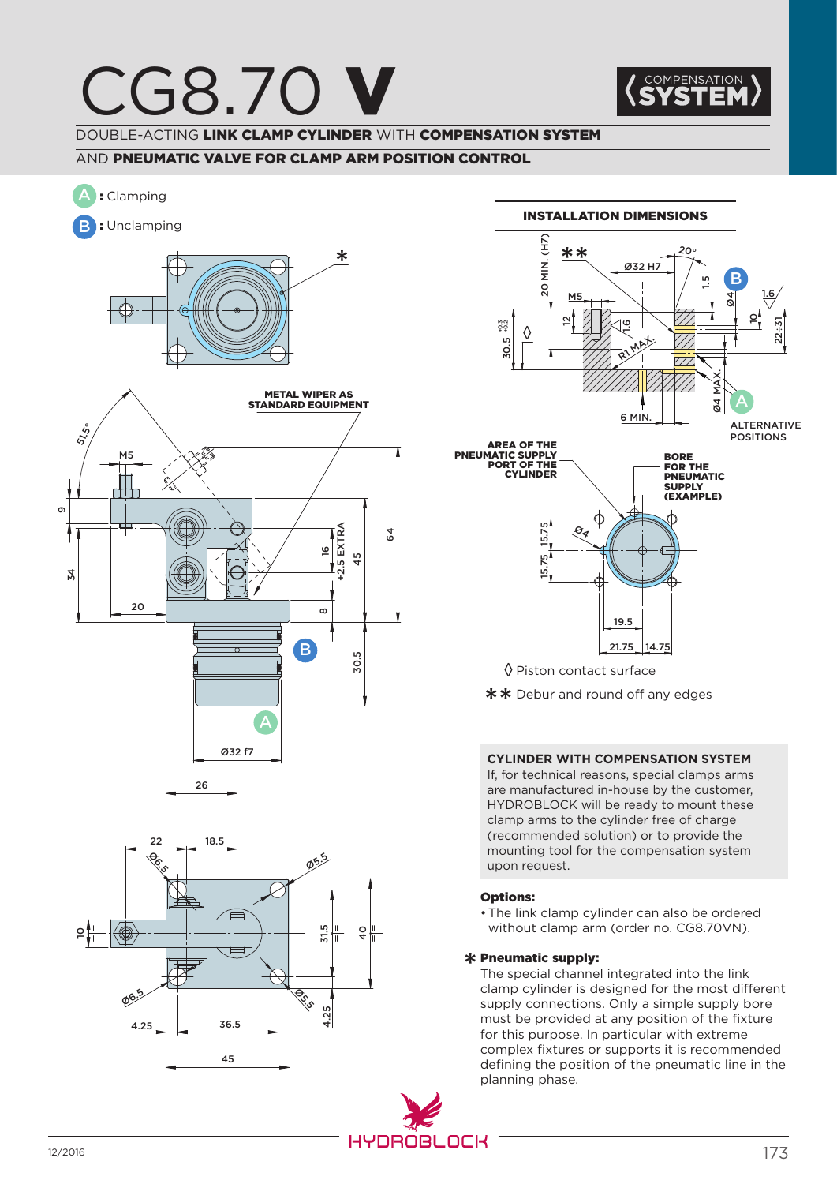# CG8.70 V

COMPENSATION SYSTEM

DOUBLE-ACTING **LINK CLAMP CYLINDER** WITH **COMPENSATION SYSTEM** AND **PNEUMATIC VALVE FOR CLAMP ARM POSITION CONTROL**

A : Clamping

B : Unclamping

*

METAL WIPER AS STANDARD EQUIPMENT

51.5°
M5
9
34
20
16 +2.5 EXTRA
45
64
8
30.5
B
A
Ø32 f7
26

22
18.5
Ø6.5
Ø5.5
10
31.5
40
Ø6.5
Ø5.5
4.25
4.25
36.5
45

## INSTALLATION DIMENSIONS

20 MIN. (H7)
**
20°
Ø32 H7
1.5
B
M5
Ø4
1.6
30.5 +0.3/+0.2
◊
12
1.6
10
22÷31
R1 MAX.
Ø4 MAX.
A
6 MIN.
ALTERNATIVE POSITIONS

AREA OF THE PNEUMATIC SUPPLY PORT OF THE CYLINDER

BORE FOR THE PNEUMATIC SUPPLY (EXAMPLE)

15.75
15.75
Ø4
19.5
21.75
14.75

◊ Piston contact surface

** Debur and round off any edges

**CYLINDER WITH COMPENSATION SYSTEM**

If, for technical reasons, special clamps arms are manufactured in-house by the customer, HYDROBLOCK will be ready to mount these clamp arms to the cylinder free of charge (recommended solution) or to provide the mounting tool for the compensation system upon request.

**Options:**

- The link clamp cylinder can also be ordered without clamp arm (order no. CG8.70VN).

**\* Pneumatic supply:**

The special channel integrated into the link clamp cylinder is designed for the most different supply connections. Only a simple supply bore must be provided at any position of the fixture for this purpose. In particular with extreme complex fixtures or supports it is recommended defining the position of the pneumatic line in the planning phase.

12/2016